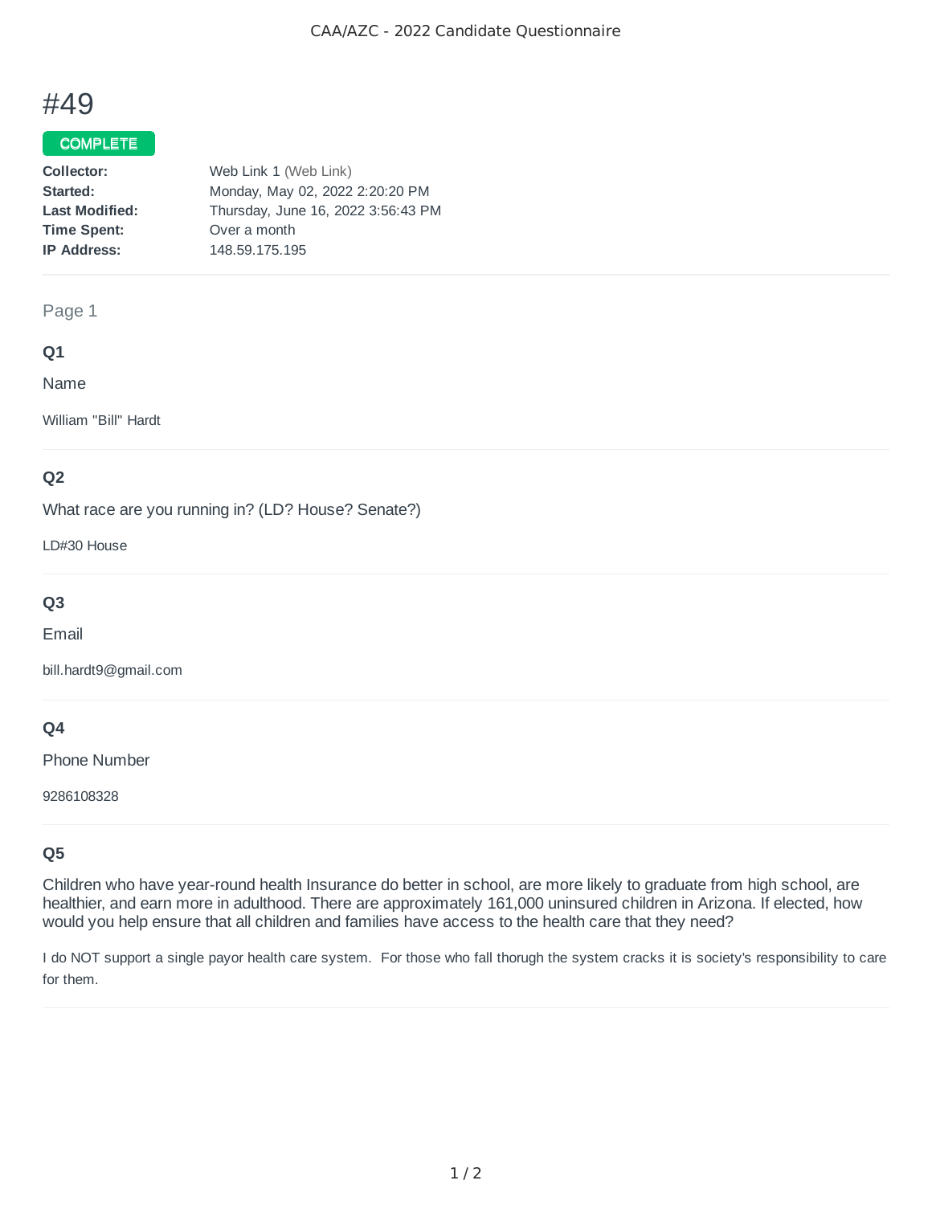# #49

**COMPLETE**

| | |
|---|---|
| **Collector:** | Web Link 1 (Web Link) |
| **Started:** | Monday, May 02, 2022 2:20:20 PM |
| **Last Modified:** | Thursday, June 16, 2022 3:56:43 PM |
| **Time Spent:** | Over a month |
| **IP Address:** | 148.59.175.195 |

## Page 1

### Q1

Name

William "Bill" Hardt

### Q2

What race are you running in? (LD? House? Senate?)

LD#30 House

### Q3

Email

bill.hardt9@gmail.com

### Q4

Phone Number

9286108328

### Q5

Children who have year-round health Insurance do better in school, are more likely to graduate from high school, are healthier, and earn more in adulthood. There are approximately 161,000 uninsured children in Arizona. If elected, how would you help ensure that all children and families have access to the health care that they need?

I do NOT support a single payor health care system. For those who fall thorugh the system cracks it is society's responsibility to care for them.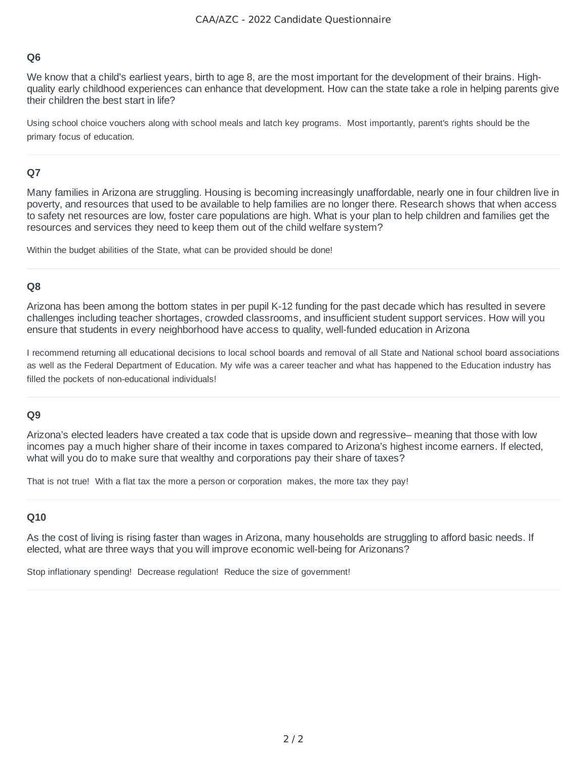**Q6**

We know that a child's earliest years, birth to age 8, are the most important for the development of their brains. High-quality early childhood experiences can enhance that development. How can the state take a role in helping parents give their children the best start in life?

Using school choice vouchers along with school meals and latch key programs.  Most importantly, parent's rights should be the primary focus of education.

---

**Q7**

Many families in Arizona are struggling. Housing is becoming increasingly unaffordable, nearly one in four children live in poverty, and resources that used to be available to help families are no longer there. Research shows that when access to safety net resources are low, foster care populations are high. What is your plan to help children and families get the resources and services they need to keep them out of the child welfare system?

Within the budget abilities of the State, what can be provided should be done!

---

**Q8**

Arizona has been among the bottom states in per pupil K-12 funding for the past decade which has resulted in severe challenges including teacher shortages, crowded classrooms, and insufficient student support services. How will you ensure that students in every neighborhood have access to quality, well-funded education in Arizona

I recommend returning all educational decisions to local school boards and removal of all State and National school board associations as well as the Federal Department of Education. My wife was a career teacher and what has happened to the Education industry has filled the pockets of non-educational individuals!

---

**Q9**

Arizona's elected leaders have created a tax code that is upside down and regressive– meaning that those with low incomes pay a much higher share of their income in taxes compared to Arizona's highest income earners. If elected, what will you do to make sure that wealthy and corporations pay their share of taxes?

That is not true!  With a flat tax the more a person or corporation  makes, the more tax they pay!

---

**Q10**

As the cost of living is rising faster than wages in Arizona, many households are struggling to afford basic needs. If elected, what are three ways that you will improve economic well-being for Arizonans?

Stop inflationary spending!  Decrease regulation!  Reduce the size of government!